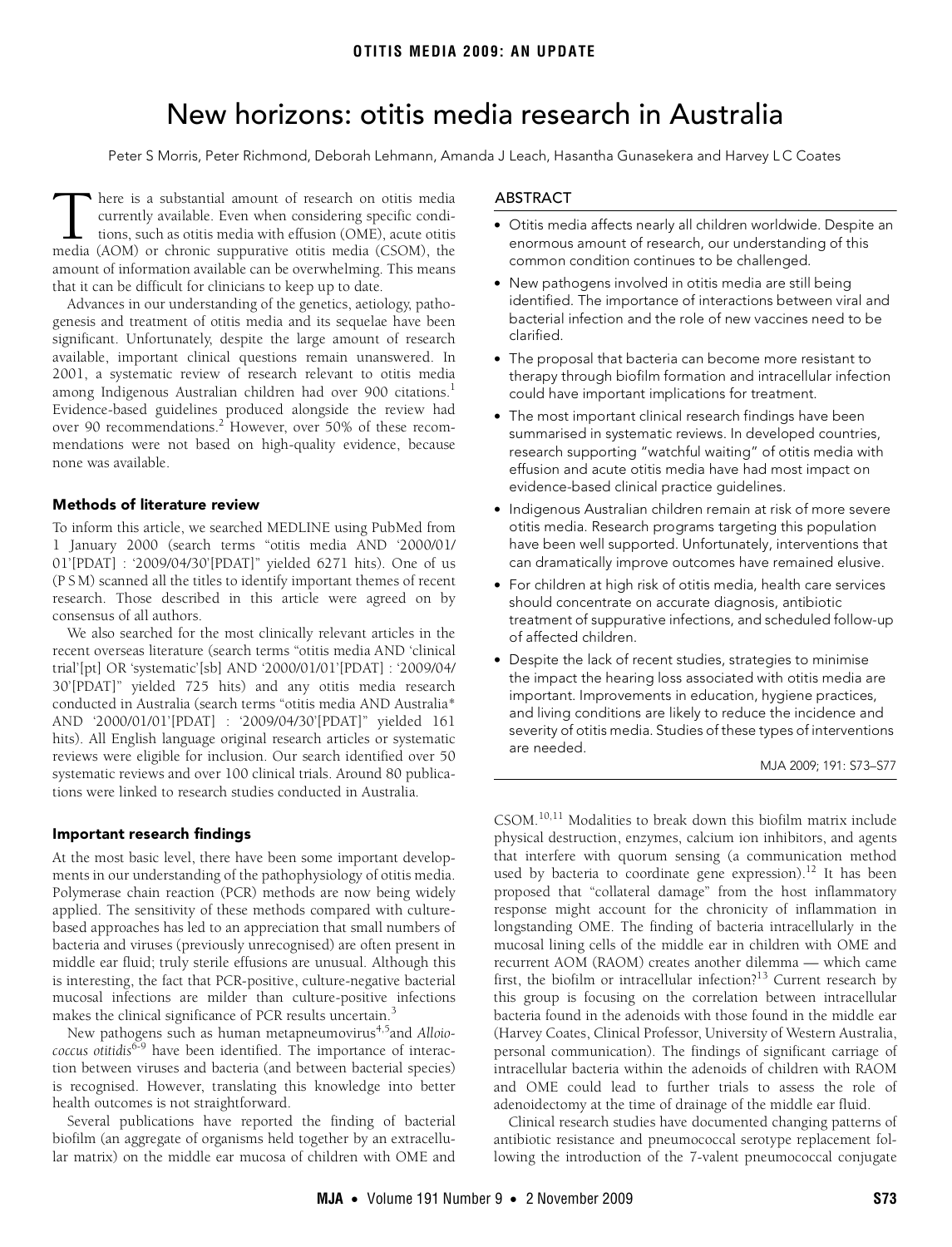# New horizons: otitis media research in Australia

Peter S Morris, Peter Richmond, Deborah Lehmann, Amanda J Leach, Hasantha Gunasekera and Harvey L C Coates

## ABSTRACT

- Otitis media affects nearly all children worldwide. Despite an enormous amount of research, our understanding of this common condition continues to be challenged.
- New pathogens involved in otitis media are still being identified. The importance of interactions between viral and bacterial infection and the role of new vaccines need to be clarified.
- The proposal that bacteria can become more resistant to therapy through biofilm formation and intracellular infection could have important implications for treatment.
- The most important clinical research findings have been summarised in systematic reviews. In developed countries, research supporting "watchful waiting" of otitis media with effusion and acute otitis media have had most impact on evidence-based clinical practice guidelines.
- Indigenous Australian children remain at risk of more severe otitis media. Research programs targeting this population have been well supported. Unfortunately, interventions that can dramatically improve outcomes have remained elusive.
- For children at high risk of otitis media, health care services should concentrate on accurate diagnosis, antibiotic treatment of suppurative infections, and scheduled follow-up of affected children.
- Despite the lack of recent studies, strategies to minimise the impact the hearing loss associated with otitis media are important. Improvements in education, hygiene practices, and living conditions are likely to reduce the incidence and severity of otitis media. Studies of these types of interventions are needed.

MJA 2009; 191: S73–S77

There is a substantial amount of research on otitis media currently available. Even when considering specific conditions, such as otitis media with effusion (OME), acute otitis media (AOM) or chronic suppurative otitis media (CSOM), the amount of information available can be overwhelming. This means that it can be difficult for clinicians to keep up to date.

Advances in our understanding of the genetics, aetiology, pathogenesis and treatment of otitis media and its sequelae have been significant. Unfortunately, despite the large amount of research available, important clinical questions remain unanswered. In 2001, a systematic review of research relevant to otitis media among Indigenous Australian children had over 900 citations.[1] Evidence-based guidelines produced alongside the review had over 90 recommendations.[2] However, over 50% of these recommendations were not based on high-quality evidence, because none was available.

### Methods of literature review

To inform this article, we searched MEDLINE using PubMed from 1 January 2000 (search terms "otitis media AND '2000/01/01'[PDAT] : '2009/04/30'[PDAT]" yielded 6271 hits). One of us (P S M) scanned all the titles to identify important themes of recent research. Those described in this article were agreed on by consensus of all authors.

We also searched for the most clinically relevant articles in the recent overseas literature (search terms "otitis media AND 'clinical trial'[pt] OR 'systematic'[sb] AND '2000/01/01'[PDAT] : '2009/04/30'[PDAT]" yielded 725 hits) and any otitis media research conducted in Australia (search terms "otitis media AND Australia* AND '2000/01/01'[PDAT] : '2009/04/30'[PDAT]" yielded 161 hits). All English language original research articles or systematic reviews were eligible for inclusion. Our search identified over 50 systematic reviews and over 100 clinical trials. Around 80 publications were linked to research studies conducted in Australia.

### Important research findings

At the most basic level, there have been some important developments in our understanding of the pathophysiology of otitis media. Polymerase chain reaction (PCR) methods are now being widely applied. The sensitivity of these methods compared with culture-based approaches has led to an appreciation that small numbers of bacteria and viruses (previously unrecognised) are often present in middle ear fluid; truly sterile effusions are unusual. Although this is interesting, the fact that PCR-positive, culture-negative bacterial mucosal infections are milder than culture-positive infections makes the clinical significance of PCR results uncertain.[3]

New pathogens such as human metapneumovirus[4,5] and *Alloiococcus otitidis*[6-9] have been identified. The importance of interaction between viruses and bacteria (and between bacterial species) is recognised. However, translating this knowledge into better health outcomes is not straightforward.

Several publications have reported the finding of bacterial biofilm (an aggregate of organisms held together by an extracellular matrix) on the middle ear mucosa of children with OME and CSOM.[10,11] Modalities to break down this biofilm matrix include physical destruction, enzymes, calcium ion inhibitors, and agents that interfere with quorum sensing (a communication method used by bacteria to coordinate gene expression).[12] It has been proposed that "collateral damage" from the host inflammatory response might account for the chronicity of inflammation in longstanding OME. The finding of bacteria intracellularly in the mucosal lining cells of the middle ear in children with OME and recurrent AOM (RAOM) creates another dilemma — which came first, the biofilm or intracellular infection?[13] Current research by this group is focusing on the correlation between intracellular bacteria found in the adenoids with those found in the middle ear (Harvey Coates, Clinical Professor, University of Western Australia, personal communication). The findings of significant carriage of intracellular bacteria within the adenoids of children with RAOM and OME could lead to further trials to assess the role of adenoidectomy at the time of drainage of the middle ear fluid.

Clinical research studies have documented changing patterns of antibiotic resistance and pneumococcal serotype replacement following the introduction of the 7-valent pneumococcal conjugate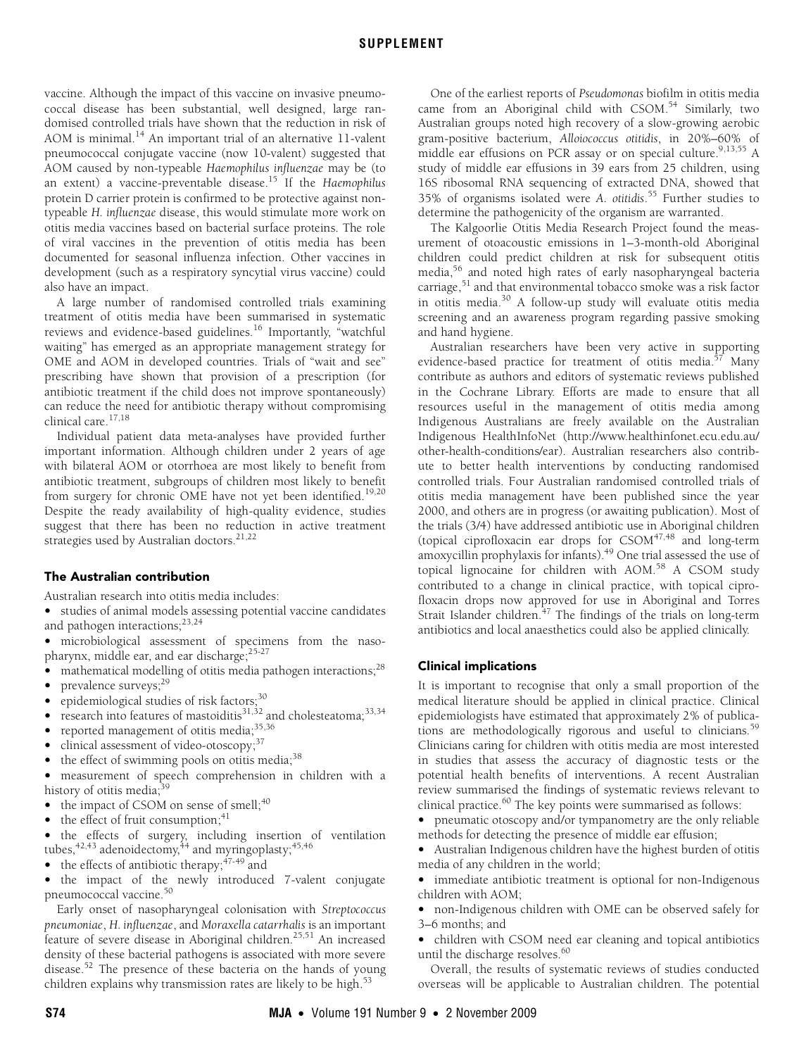vaccine. Although the impact of this vaccine on invasive pneumococcal disease has been substantial, well designed, large randomised controlled trials have shown that the reduction in risk of AOM is minimal.[14] An important trial of an alternative 11-valent pneumococcal conjugate vaccine (now 10-valent) suggested that AOM caused by non-typeable *Haemophilus influenzae* may be (to an extent) a vaccine-preventable disease.[15] If the *Haemophilus* protein D carrier protein is confirmed to be protective against non-typeable *H. influenzae* disease, this would stimulate more work on otitis media vaccines based on bacterial surface proteins. The role of viral vaccines in the prevention of otitis media has been documented for seasonal influenza infection. Other vaccines in development (such as a respiratory syncytial virus vaccine) could also have an impact.

A large number of randomised controlled trials examining treatment of otitis media have been summarised in systematic reviews and evidence-based guidelines.[16] Importantly, "watchful waiting" has emerged as an appropriate management strategy for OME and AOM in developed countries. Trials of "wait and see" prescribing have shown that provision of a prescription (for antibiotic treatment if the child does not improve spontaneously) can reduce the need for antibiotic therapy without compromising clinical care.[17,18]

Individual patient data meta-analyses have provided further important information. Although children under 2 years of age with bilateral AOM or otorrhoea are most likely to benefit from antibiotic treatment, subgroups of children most likely to benefit from surgery for chronic OME have not yet been identified.[19,20] Despite the ready availability of high-quality evidence, studies suggest that there has been no reduction in active treatment strategies used by Australian doctors.[21,22]

## The Australian contribution

Australian research into otitis media includes:

- studies of animal models assessing potential vaccine candidates and pathogen interactions;[23,24]
- microbiological assessment of specimens from the nasopharynx, middle ear, and ear discharge;[25-27]
- mathematical modelling of otitis media pathogen interactions;[28]
- prevalence surveys;[29]
- epidemiological studies of risk factors;[30]
- research into features of mastoiditis[31,32] and cholesteatoma;[33,34]
- reported management of otitis media;[35,36]
- clinical assessment of video-otoscopy;[37]
- the effect of swimming pools on otitis media;[38]
- measurement of speech comprehension in children with a history of otitis media;[39]
- the impact of CSOM on sense of smell;[40]
- the effect of fruit consumption;[41]
- the effects of surgery, including insertion of ventilation tubes,[42,43] adenoidectomy,[44] and myringoplasty;[45,46]
- the effects of antibiotic therapy;[47-49] and
- the impact of the newly introduced 7-valent conjugate pneumococcal vaccine.[50]

Early onset of nasopharyngeal colonisation with *Streptococcus pneumoniae*, *H. influenzae*, and *Moraxella catarrhalis* is an important feature of severe disease in Aboriginal children.[25,51] An increased density of these bacterial pathogens is associated with more severe disease.[52] The presence of these bacteria on the hands of young children explains why transmission rates are likely to be high.[53]

One of the earliest reports of *Pseudomonas* biofilm in otitis media came from an Aboriginal child with CSOM.[54] Similarly, two Australian groups noted high recovery of a slow-growing aerobic gram-positive bacterium, *Alloiococcus otitidis*, in 20%–60% of middle ear effusions on PCR assay or on special culture.[9,13,55] A study of middle ear effusions in 39 ears from 25 children, using 16S ribosomal RNA sequencing of extracted DNA, showed that 35% of organisms isolated were *A. otitidis*.[55] Further studies to determine the pathogenicity of the organism are warranted.

The Kalgoorlie Otitis Media Research Project found the measurement of otoacoustic emissions in 1–3-month-old Aboriginal children could predict children at risk for subsequent otitis media,[56] and noted high rates of early nasopharyngeal bacteria carriage,[51] and that environmental tobacco smoke was a risk factor in otitis media.[30] A follow-up study will evaluate otitis media screening and an awareness program regarding passive smoking and hand hygiene.

Australian researchers have been very active in supporting evidence-based practice for treatment of otitis media.[57] Many contribute as authors and editors of systematic reviews published in the Cochrane Library. Efforts are made to ensure that all resources useful in the management of otitis media among Indigenous Australians are freely available on the Australian Indigenous HealthInfoNet (http://www.healthinfonet.ecu.edu.au/other-health-conditions/ear). Australian researchers also contribute to better health interventions by conducting randomised controlled trials. Four Australian randomised controlled trials of otitis media management have been published since the year 2000, and others are in progress (or awaiting publication). Most of the trials (3/4) have addressed antibiotic use in Aboriginal children (topical ciprofloxacin ear drops for CSOM[47,48] and long-term amoxycillin prophylaxis for infants).[49] One trial assessed the use of topical lignocaine for children with AOM.[58] A CSOM study contributed to a change in clinical practice, with topical ciprofloxacin drops now approved for use in Aboriginal and Torres Strait Islander children.[47] The findings of the trials on long-term antibiotics and local anaesthetics could also be applied clinically.

## Clinical implications

It is important to recognise that only a small proportion of the medical literature should be applied in clinical practice. Clinical epidemiologists have estimated that approximately 2% of publications are methodologically rigorous and useful to clinicians.[59] Clinicians caring for children with otitis media are most interested in studies that assess the accuracy of diagnostic tests or the potential health benefits of interventions. A recent Australian review summarised the findings of systematic reviews relevant to clinical practice.[60] The key points were summarised as follows:

- pneumatic otoscopy and/or tympanometry are the only reliable methods for detecting the presence of middle ear effusion;
- Australian Indigenous children have the highest burden of otitis media of any children in the world;
- immediate antibiotic treatment is optional for non-Indigenous children with AOM;
- non-Indigenous children with OME can be observed safely for 3–6 months; and
- children with CSOM need ear cleaning and topical antibiotics until the discharge resolves.[60]

Overall, the results of systematic reviews of studies conducted overseas will be applicable to Australian children. The potential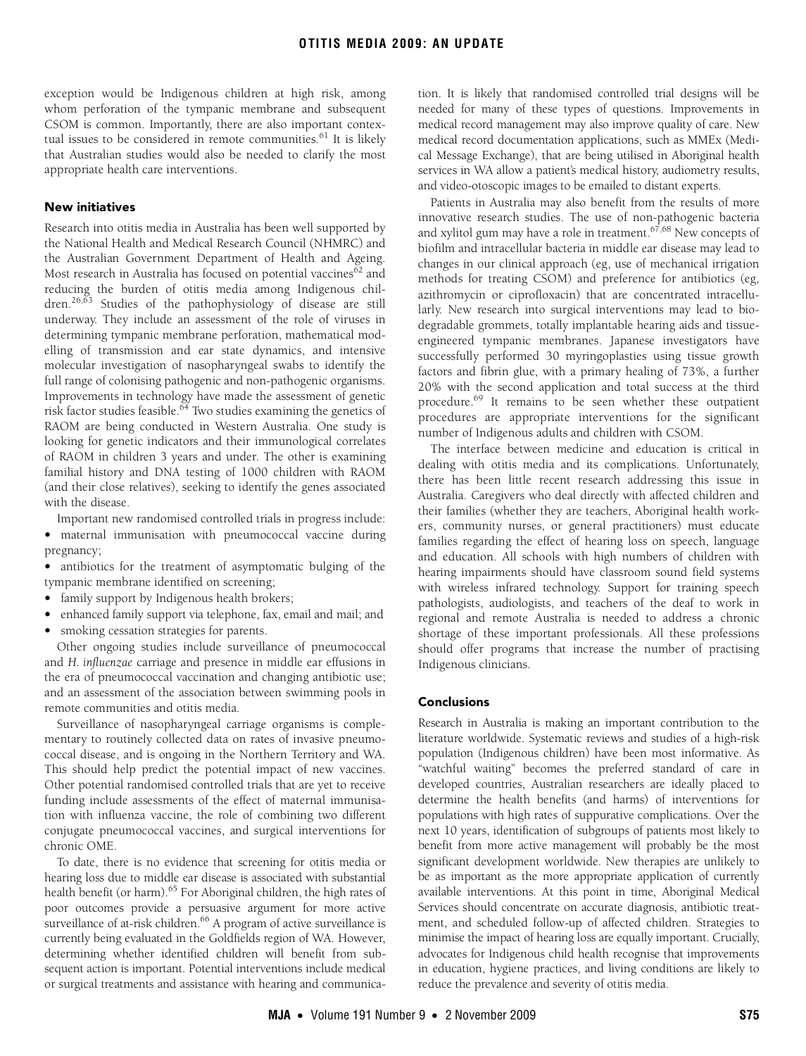exception would be Indigenous children at high risk, among whom perforation of the tympanic membrane and subsequent CSOM is common. Importantly, there are also important contextual issues to be considered in remote communities.[61] It is likely that Australian studies would also be needed to clarify the most appropriate health care interventions.

### New initiatives

Research into otitis media in Australia has been well supported by the National Health and Medical Research Council (NHMRC) and the Australian Government Department of Health and Ageing. Most research in Australia has focused on potential vaccines[62] and reducing the burden of otitis media among Indigenous children.[26,63] Studies of the pathophysiology of disease are still underway. They include an assessment of the role of viruses in determining tympanic membrane perforation, mathematical modelling of transmission and ear state dynamics, and intensive molecular investigation of nasopharyngeal swabs to identify the full range of colonising pathogenic and non-pathogenic organisms. Improvements in technology have made the assessment of genetic risk factor studies feasible.[64] Two studies examining the genetics of RAOM are being conducted in Western Australia. One study is looking for genetic indicators and their immunological correlates of RAOM in children 3 years and under. The other is examining familial history and DNA testing of 1000 children with RAOM (and their close relatives), seeking to identify the genes associated with the disease.

Important new randomised controlled trials in progress include:

- maternal immunisation with pneumococcal vaccine during pregnancy;
- antibiotics for the treatment of asymptomatic bulging of the tympanic membrane identified on screening;
- family support by Indigenous health brokers;
- enhanced family support via telephone, fax, email and mail; and
- smoking cessation strategies for parents.

Other ongoing studies include surveillance of pneumococcal and *H. influenzae* carriage and presence in middle ear effusions in the era of pneumococcal vaccination and changing antibiotic use; and an assessment of the association between swimming pools in remote communities and otitis media.

Surveillance of nasopharyngeal carriage organisms is complementary to routinely collected data on rates of invasive pneumococcal disease, and is ongoing in the Northern Territory and WA. This should help predict the potential impact of new vaccines. Other potential randomised controlled trials that are yet to receive funding include assessments of the effect of maternal immunisation with influenza vaccine, the role of combining two different conjugate pneumococcal vaccines, and surgical interventions for chronic OME.

To date, there is no evidence that screening for otitis media or hearing loss due to middle ear disease is associated with substantial health benefit (or harm).[65] For Aboriginal children, the high rates of poor outcomes provide a persuasive argument for more active surveillance of at-risk children.[66] A program of active surveillance is currently being evaluated in the Goldfields region of WA. However, determining whether identified children will benefit from subsequent action is important. Potential interventions include medical or surgical treatments and assistance with hearing and communication. It is likely that randomised controlled trial designs will be needed for many of these types of questions. Improvements in medical record management may also improve quality of care. New medical record documentation applications, such as MMEx (Medical Message Exchange), that are being utilised in Aboriginal health services in WA allow a patient's medical history, audiometry results, and video-otoscopic images to be emailed to distant experts.

Patients in Australia may also benefit from the results of more innovative research studies. The use of non-pathogenic bacteria and xylitol gum may have a role in treatment.[67,68] New concepts of biofilm and intracellular bacteria in middle ear disease may lead to changes in our clinical approach (eg, use of mechanical irrigation methods for treating CSOM) and preference for antibiotics (eg, azithromycin or ciprofloxacin) that are concentrated intracellularly. New research into surgical interventions may lead to biodegradable grommets, totally implantable hearing aids and tissue-engineered tympanic membranes. Japanese investigators have successfully performed 30 myringoplasties using tissue growth factors and fibrin glue, with a primary healing of 73%, a further 20% with the second application and total success at the third procedure.[69] It remains to be seen whether these outpatient procedures are appropriate interventions for the significant number of Indigenous adults and children with CSOM.

The interface between medicine and education is critical in dealing with otitis media and its complications. Unfortunately, there has been little recent research addressing this issue in Australia. Caregivers who deal directly with affected children and their families (whether they are teachers, Aboriginal health workers, community nurses, or general practitioners) must educate families regarding the effect of hearing loss on speech, language and education. All schools with high numbers of children with hearing impairments should have classroom sound field systems with wireless infrared technology. Support for training speech pathologists, audiologists, and teachers of the deaf to work in regional and remote Australia is needed to address a chronic shortage of these important professionals. All these professions should offer programs that increase the number of practising Indigenous clinicians.

### Conclusions

Research in Australia is making an important contribution to the literature worldwide. Systematic reviews and studies of a high-risk population (Indigenous children) have been most informative. As "watchful waiting" becomes the preferred standard of care in developed countries, Australian researchers are ideally placed to determine the health benefits (and harms) of interventions for populations with high rates of suppurative complications. Over the next 10 years, identification of subgroups of patients most likely to benefit from more active management will probably be the most significant development worldwide. New therapies are unlikely to be as important as the more appropriate application of currently available interventions. At this point in time, Aboriginal Medical Services should concentrate on accurate diagnosis, antibiotic treatment, and scheduled follow-up of affected children. Strategies to minimise the impact of hearing loss are equally important. Crucially, advocates for Indigenous child health recognise that improvements in education, hygiene practices, and living conditions are likely to reduce the prevalence and severity of otitis media.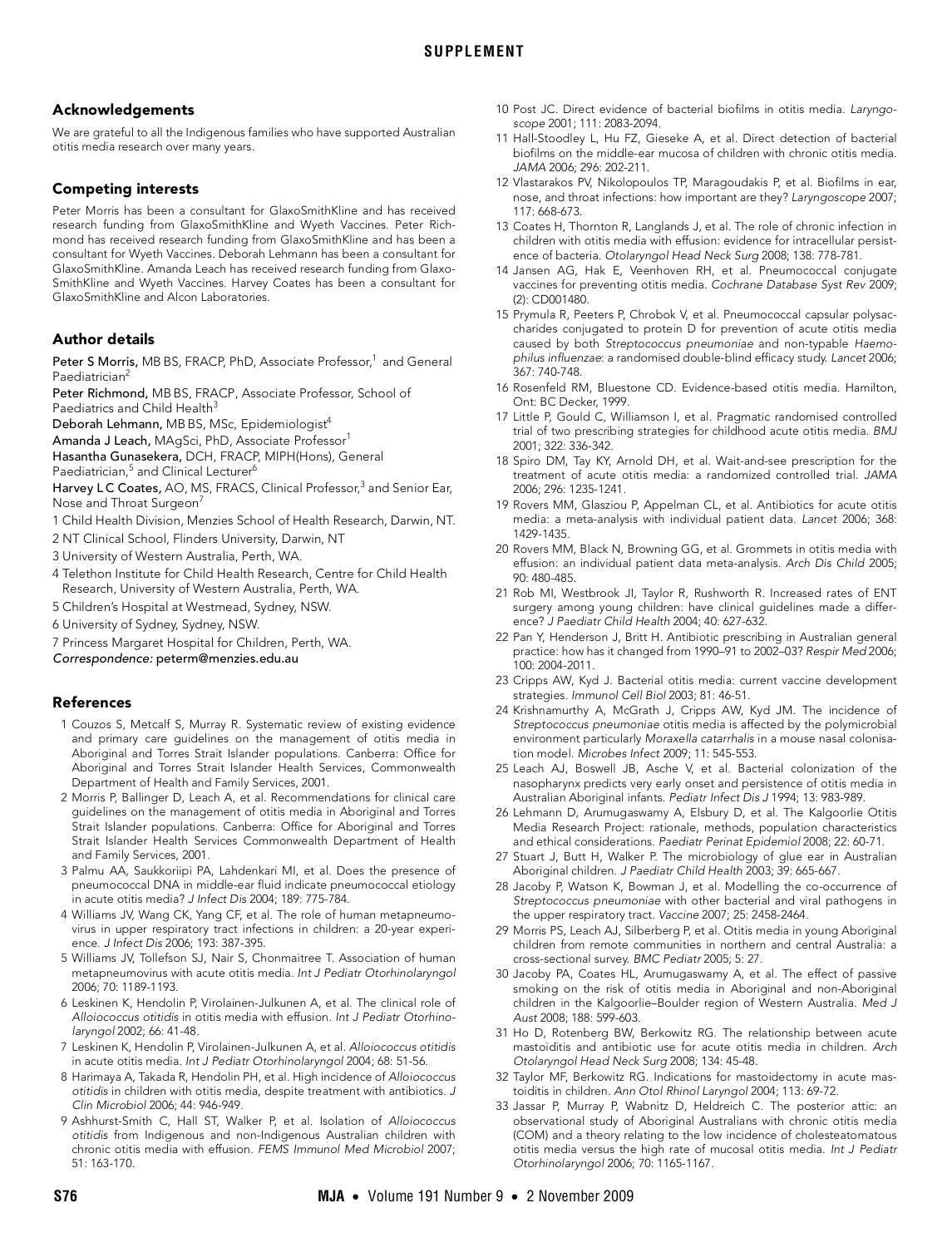## Acknowledgements

We are grateful to all the Indigenous families who have supported Australian otitis media research over many years.

## Competing interests

Peter Morris has been a consultant for GlaxoSmithKline and has received research funding from GlaxoSmithKline and Wyeth Vaccines. Peter Richmond has received research funding from GlaxoSmithKline and has been a consultant for Wyeth Vaccines. Deborah Lehmann has been a consultant for GlaxoSmithKline. Amanda Leach has received research funding from GlaxoSmithKline and Wyeth Vaccines. Harvey Coates has been a consultant for GlaxoSmithKline and Alcon Laboratories.

## Author details

**Peter S Morris**, MB BS, FRACP, PhD, Associate Professor,[1] and General Paediatrician[2]
**Peter Richmond**, MB BS, FRACP, Associate Professor, School of Paediatrics and Child Health[3]
**Deborah Lehmann**, MB BS, MSc, Epidemiologist[4]
**Amanda J Leach**, MAgSci, PhD, Associate Professor[1]
**Hasantha Gunasekera**, DCH, FRACP, MIPH(Hons), General Paediatrician,[5] and Clinical Lecturer[6]
**Harvey L C Coates**, AO, MS, FRACS, Clinical Professor,[3] and Senior Ear, Nose and Throat Surgeon[7]

1 Child Health Division, Menzies School of Health Research, Darwin, NT.
2 NT Clinical School, Flinders University, Darwin, NT
3 University of Western Australia, Perth, WA.
4 Telethon Institute for Child Health Research, Centre for Child Health Research, University of Western Australia, Perth, WA.
5 Children's Hospital at Westmead, Sydney, NSW.
6 University of Sydney, Sydney, NSW.
7 Princess Margaret Hospital for Children, Perth, WA.
*Correspondence:* peterm@menzies.edu.au

## References

1 Couzos S, Metcalf S, Murray R. Systematic review of existing evidence and primary care guidelines on the management of otitis media in Aboriginal and Torres Strait Islander populations. Canberra: Office for Aboriginal and Torres Strait Islander Health Services, Commonwealth Department of Health and Family Services, 2001.
2 Morris P, Ballinger D, Leach A, et al. Recommendations for clinical care guidelines on the management of otitis media in Aboriginal and Torres Strait Islander populations. Canberra: Office for Aboriginal and Torres Strait Islander Health Services Commonwealth Department of Health and Family Services, 2001.
3 Palmu AA, Saukkoriipi PA, Lahdenkari MI, et al. Does the presence of pneumococcal DNA in middle-ear fluid indicate pneumococcal etiology in acute otitis media? *J Infect Dis* 2004; 189: 775-784.
4 Williams JV, Wang CK, Yang CF, et al. The role of human metapneumovirus in upper respiratory tract infections in children: a 20-year experience. *J Infect Dis* 2006; 193: 387-395.
5 Williams JV, Tollefson SJ, Nair S, Chonmaitree T. Association of human metapneumovirus with acute otitis media. *Int J Pediatr Otorhinolaryngol* 2006; 70: 1189-1193.
6 Leskinen K, Hendolin P, Virolainen-Julkunen A, et al. The clinical role of *Alloiococcus otitidis* in otitis media with effusion. *Int J Pediatr Otorhinolaryngol* 2002; 66: 41-48.
7 Leskinen K, Hendolin P, Virolainen-Julkunen A, et al. *Alloiococcus otitidis* in acute otitis media. *Int J Pediatr Otorhinolaryngol* 2004; 68: 51-56.
8 Harimaya A, Takada R, Hendolin PH, et al. High incidence of *Alloiococcus otitidis* in children with otitis media, despite treatment with antibiotics. *J Clin Microbiol* 2006; 44: 946-949.
9 Ashhurst-Smith C, Hall ST, Walker P, et al. Isolation of *Alloiococcus otitidis* from Indigenous and non-Indigenous Australian children with chronic otitis media with effusion. *FEMS Immunol Med Microbiol* 2007; 51: 163-170.
10 Post JC. Direct evidence of bacterial biofilms in otitis media. *Laryngoscope* 2001; 111: 2083-2094.
11 Hall-Stoodley L, Hu FZ, Gieseke A, et al. Direct detection of bacterial biofilms on the middle-ear mucosa of children with chronic otitis media. *JAMA* 2006; 296: 202-211.
12 Vlastarakos PV, Nikolopoulos TP, Maragoudakis P, et al. Biofilms in ear, nose, and throat infections: how important are they? *Laryngoscope* 2007; 117: 668-673.
13 Coates H, Thornton R, Langlands J, et al. The role of chronic infection in children with otitis media with effusion: evidence for intracellular persistence of bacteria. *Otolaryngol Head Neck Surg* 2008; 138: 778-781.
14 Jansen AG, Hak E, Veenhoven RH, et al. Pneumococcal conjugate vaccines for preventing otitis media. *Cochrane Database Syst Rev* 2009; (2): CD001480.
15 Prymula R, Peeters P, Chrobok V, et al. Pneumococcal capsular polysaccharides conjugated to protein D for prevention of acute otitis media caused by both *Streptococcus pneumoniae* and non-typable *Haemophilus influenzae*: a randomised double-blind efficacy study. *Lancet* 2006; 367: 740-748.
16 Rosenfeld RM, Bluestone CD. Evidence-based otitis media. Hamilton, Ont: BC Decker, 1999.
17 Little P, Gould C, Williamson I, et al. Pragmatic randomised controlled trial of two prescribing strategies for childhood acute otitis media. *BMJ* 2001; 322: 336-342.
18 Spiro DM, Tay KY, Arnold DH, et al. Wait-and-see prescription for the treatment of acute otitis media: a randomized controlled trial. *JAMA* 2006; 296: 1235-1241.
19 Rovers MM, Glasziou P, Appelman CL, et al. Antibiotics for acute otitis media: a meta-analysis with individual patient data. *Lancet* 2006; 368: 1429-1435.
20 Rovers MM, Black N, Browning GG, et al. Grommets in otitis media with effusion: an individual patient data meta-analysis. *Arch Dis Child* 2005; 90: 480-485.
21 Rob MI, Westbrook JI, Taylor R, Rushworth R. Increased rates of ENT surgery among young children: have clinical guidelines made a difference? *J Paediatr Child Health* 2004; 40: 627-632.
22 Pan Y, Henderson J, Britt H. Antibiotic prescribing in Australian general practice: how has it changed from 1990–91 to 2002–03? *Respir Med* 2006; 100: 2004-2011.
23 Cripps AW, Kyd J. Bacterial otitis media: current vaccine development strategies. *Immunol Cell Biol* 2003; 81: 46-51.
24 Krishnamurthy A, McGrath J, Cripps AW, Kyd JM. The incidence of *Streptococcus pneumoniae* otitis media is affected by the polymicrobial environment particularly *Moraxella catarrhalis* in a mouse nasal colonisation model. *Microbes Infect* 2009; 11: 545-553.
25 Leach AJ, Boswell JB, Asche V, et al. Bacterial colonization of the nasopharynx predicts very early onset and persistence of otitis media in Australian Aboriginal infants. *Pediatr Infect Dis J* 1994; 13: 983-989.
26 Lehmann D, Arumugaswamy A, Elsbury D, et al. The Kalgoorlie Otitis Media Research Project: rationale, methods, population characteristics and ethical considerations. *Paediatr Perinat Epidemiol* 2008; 22: 60-71.
27 Stuart J, Butt H, Walker P. The microbiology of glue ear in Australian Aboriginal children. *J Paediatr Child Health* 2003; 39: 665-667.
28 Jacoby P, Watson K, Bowman J, et al. Modelling the co-occurrence of *Streptococcus pneumoniae* with other bacterial and viral pathogens in the upper respiratory tract. *Vaccine* 2007; 25: 2458-2464.
29 Morris PS, Leach AJ, Silberberg P, et al. Otitis media in young Aboriginal children from remote communities in northern and central Australia: a cross-sectional survey. *BMC Pediatr* 2005; 5: 27.
30 Jacoby PA, Coates HL, Arumugaswamy A, et al. The effect of passive smoking on the risk of otitis media in Aboriginal and non-Aboriginal children in the Kalgoorlie–Boulder region of Western Australia. *Med J Aust* 2008; 188: 599-603.
31 Ho D, Rotenberg BW, Berkowitz RG. The relationship between acute mastoiditis and antibiotic use for acute otitis media in children. *Arch Otolaryngol Head Neck Surg* 2008; 134: 45-48.
32 Taylor MF, Berkowitz RG. Indications for mastoidectomy in acute mastoiditis in children. *Ann Otol Rhinol Laryngol* 2004; 113: 69-72.
33 Jassar P, Murray P, Wabnitz D, Heldreich C. The posterior attic: an observational study of Aboriginal Australians with chronic otitis media (COM) and a theory relating to the low incidence of cholesteatomatous otitis media versus the high rate of mucosal otitis media. *Int J Pediatr Otorhinolaryngol* 2006; 70: 1165-1167.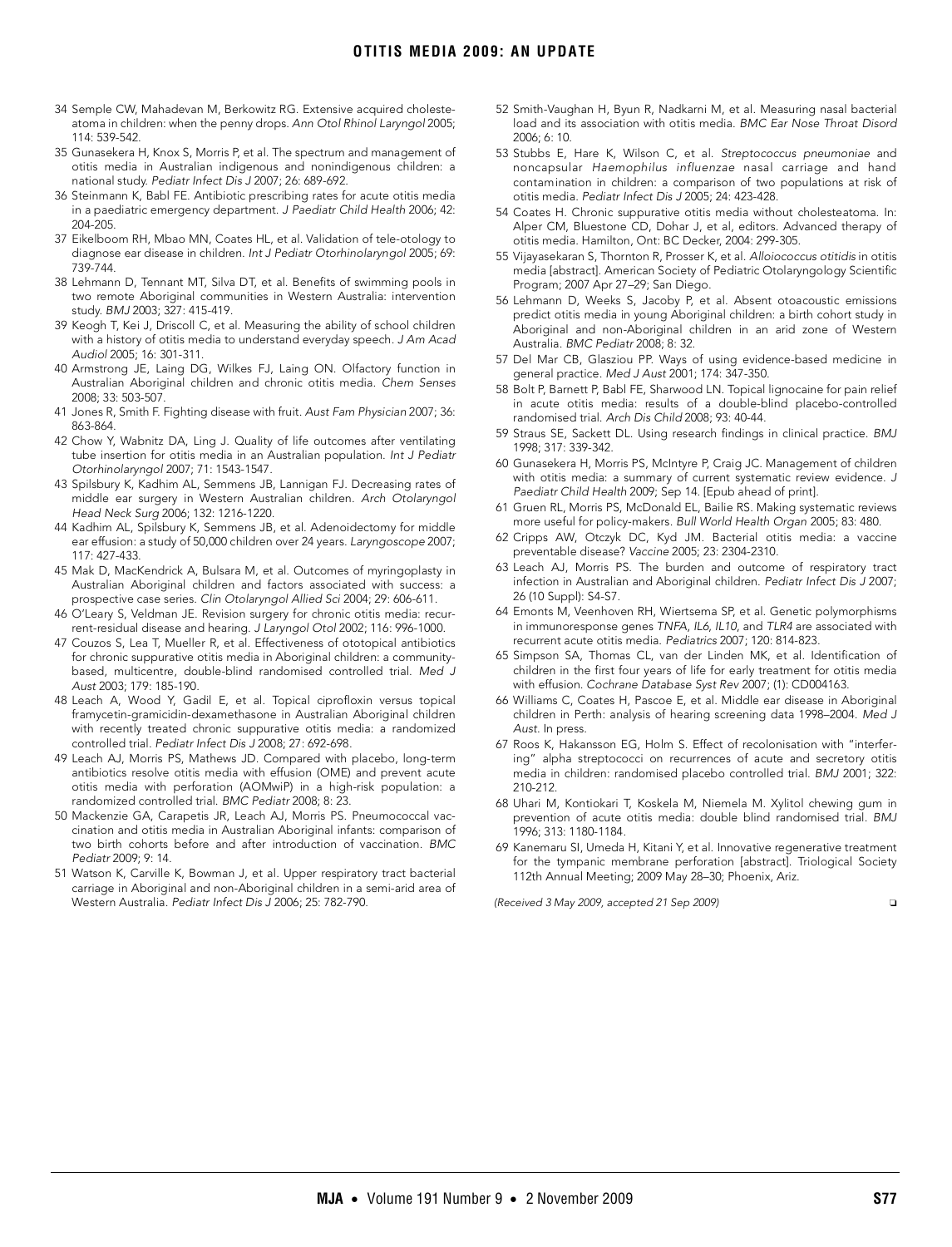34 Semple CW, Mahadevan M, Berkowitz RG. Extensive acquired cholesteatoma in children: when the penny drops. *Ann Otol Rhinol Laryngol* 2005; 114: 539-542.

35 Gunasekera H, Knox S, Morris P, et al. The spectrum and management of otitis media in Australian indigenous and nonindigenous children: a national study. *Pediatr Infect Dis J* 2007; 26: 689-692.

36 Steinmann K, Babl FE. Antibiotic prescribing rates for acute otitis media in a paediatric emergency department. *J Paediatr Child Health* 2006; 42: 204-205.

37 Eikelboom RH, Mbao MN, Coates HL, et al. Validation of tele-otology to diagnose ear disease in children. *Int J Pediatr Otorhinolaryngol* 2005; 69: 739-744.

38 Lehmann D, Tennant MT, Silva DT, et al. Benefits of swimming pools in two remote Aboriginal communities in Western Australia: intervention study. *BMJ* 2003; 327: 415-419.

39 Keogh T, Kei J, Driscoll C, et al. Measuring the ability of school children with a history of otitis media to understand everyday speech. *J Am Acad Audiol* 2005; 16: 301-311.

40 Armstrong JE, Laing DG, Wilkes FJ, Laing ON. Olfactory function in Australian Aboriginal children and chronic otitis media. *Chem Senses* 2008; 33: 503-507.

41 Jones R, Smith F. Fighting disease with fruit. *Aust Fam Physician* 2007; 36: 863-864.

42 Chow Y, Wabnitz DA, Ling J. Quality of life outcomes after ventilating tube insertion for otitis media in an Australian population. *Int J Pediatr Otorhinolaryngol* 2007; 71: 1543-1547.

43 Spilsbury K, Kadhim AL, Semmens JB, Lannigan FJ. Decreasing rates of middle ear surgery in Western Australian children. *Arch Otolaryngol Head Neck Surg* 2006; 132: 1216-1220.

44 Kadhim AL, Spilsbury K, Semmens JB, et al. Adenoidectomy for middle ear effusion: a study of 50,000 children over 24 years. *Laryngoscope* 2007; 117: 427-433.

45 Mak D, MacKendrick A, Bulsara M, et al. Outcomes of myringoplasty in Australian Aboriginal children and factors associated with success: a prospective case series. *Clin Otolaryngol Allied Sci* 2004; 29: 606-611.

46 O'Leary S, Veldman JE. Revision surgery for chronic otitis media: recurrent-residual disease and hearing. *J Laryngol Otol* 2002; 116: 996-1000.

47 Couzos S, Lea T, Mueller R, et al. Effectiveness of ototopical antibiotics for chronic suppurative otitis media in Aboriginal children: a community-based, multicentre, double-blind randomised controlled trial. *Med J Aust* 2003; 179: 185-190.

48 Leach A, Wood Y, Gadil E, et al. Topical ciprofloxin versus topical framycetin-gramicidin-dexamethasone in Australian Aboriginal children with recently treated chronic suppurative otitis media: a randomized controlled trial. *Pediatr Infect Dis J* 2008; 27: 692-698.

49 Leach AJ, Morris PS, Mathews JD. Compared with placebo, long-term antibiotics resolve otitis media with effusion (OME) and prevent acute otitis media with perforation (AOMwiP) in a high-risk population: a randomized controlled trial. *BMC Pediatr* 2008; 8: 23.

50 Mackenzie GA, Carapetis JR, Leach AJ, Morris PS. Pneumococcal vaccination and otitis media in Australian Aboriginal infants: comparison of two birth cohorts before and after introduction of vaccination. *BMC Pediatr* 2009; 9: 14.

51 Watson K, Carville K, Bowman J, et al. Upper respiratory tract bacterial carriage in Aboriginal and non-Aboriginal children in a semi-arid area of Western Australia. *Pediatr Infect Dis J* 2006; 25: 782-790.

52 Smith-Vaughan H, Byun R, Nadkarni M, et al. Measuring nasal bacterial load and its association with otitis media. *BMC Ear Nose Throat Disord* 2006; 6: 10.

53 Stubbs E, Hare K, Wilson C, et al. *Streptococcus pneumoniae* and noncapsular *Haemophilus influenzae* nasal carriage and hand contamination in children: a comparison of two populations at risk of otitis media. *Pediatr Infect Dis J* 2005; 24: 423-428.

54 Coates H. Chronic suppurative otitis media without cholesteatoma. In: Alper CM, Bluestone CD, Dohar J, et al, editors. Advanced therapy of otitis media. Hamilton, Ont: BC Decker, 2004: 299-305.

55 Vijayasekaran S, Thornton R, Prosser K, et al. *Alloiococcus otitidis* in otitis media [abstract]. American Society of Pediatric Otolaryngology Scientific Program; 2007 Apr 27–29; San Diego.

56 Lehmann D, Weeks S, Jacoby P, et al. Absent otoacoustic emissions predict otitis media in young Aboriginal children: a birth cohort study in Aboriginal and non-Aboriginal children in an arid zone of Western Australia. *BMC Pediatr* 2008; 8: 32.

57 Del Mar CB, Glasziou PP. Ways of using evidence-based medicine in general practice. *Med J Aust* 2001; 174: 347-350.

58 Bolt P, Barnett P, Babl FE, Sharwood LN. Topical lignocaine for pain relief in acute otitis media: results of a double-blind placebo-controlled randomised trial. *Arch Dis Child* 2008; 93: 40-44.

59 Straus SE, Sackett DL. Using research findings in clinical practice. *BMJ* 1998; 317: 339-342.

60 Gunasekera H, Morris PS, McIntyre P, Craig JC. Management of children with otitis media: a summary of current systematic review evidence. *J Paediatr Child Health* 2009; Sep 14. [Epub ahead of print].

61 Gruen RL, Morris PS, McDonald EL, Bailie RS. Making systematic reviews more useful for policy-makers. *Bull World Health Organ* 2005; 83: 480.

62 Cripps AW, Otczyk DC, Kyd JM. Bacterial otitis media: a vaccine preventable disease? *Vaccine* 2005; 23: 2304-2310.

63 Leach AJ, Morris PS. The burden and outcome of respiratory tract infection in Australian and Aboriginal children. *Pediatr Infect Dis J* 2007; 26 (10 Suppl): S4-S7.

64 Emonts M, Veenhoven RH, Wiertsema SP, et al. Genetic polymorphisms in immunoresponse genes *TNFA*, *IL6*, *IL10*, and *TLR4* are associated with recurrent acute otitis media. *Pediatrics* 2007; 120: 814-823.

65 Simpson SA, Thomas CL, van der Linden MK, et al. Identification of children in the first four years of life for early treatment for otitis media with effusion. *Cochrane Database Syst Rev* 2007; (1): CD004163.

66 Williams C, Coates H, Pascoe E, et al. Middle ear disease in Aboriginal children in Perth: analysis of hearing screening data 1998–2004. *Med J Aust*. In press.

67 Roos K, Hakansson EG, Holm S. Effect of recolonisation with "interfering" alpha streptococci on recurrences of acute and secretory otitis media in children: randomised placebo controlled trial. *BMJ* 2001; 322: 210-212.

68 Uhari M, Kontiokari T, Koskela M, Niemela M. Xylitol chewing gum in prevention of acute otitis media: double blind randomised trial. *BMJ* 1996; 313: 1180-1184.

69 Kanemaru SI, Umeda H, Kitani Y, et al. Innovative regenerative treatment for the tympanic membrane perforation [abstract]. Triological Society 112th Annual Meeting; 2009 May 28–30; Phoenix, Ariz.

*(Received 3 May 2009, accepted 21 Sep 2009)*